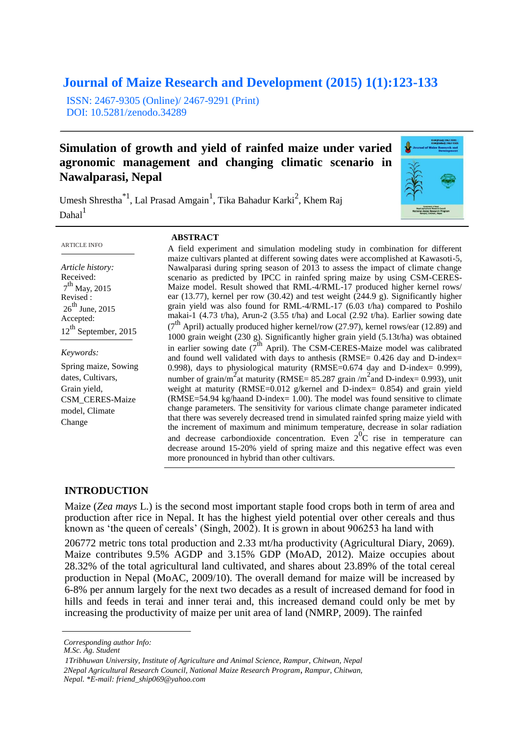# Journal of Maize Research and Development (2015) 1(1):123-133

ISSN: 2467-9305 (Online)/ 2467-9291 (Print)
DOI: 10.5281/zenodo.34289

## Simulation of growth and yield of rainfed maize under varied agronomic management and changing climatic scenario in Nawalparasi, Nepal

Umesh Shrestha[*1], Lal Prasad Amgain[1], Tika Bahadur Karki[2], Khem Raj Dahal[1]

ARTICLE INFO

*Article history:*
Received:
7[th] May, 2015
Revised :
26[th] June, 2015
Accepted:
12[th] September, 2015

*Keywords:*
Spring maize, Sowing dates, Cultivars, Grain yield, CSM_CERES-Maize model, Climate Change

### ABSTRACT

A field experiment and simulation modeling study in combination for different maize cultivars planted at different sowing dates were accomplished at Kawasoti-5, Nawalparasi during spring season of 2013 to assess the impact of climate change scenario as predicted by IPCC in rainfed spring maize by using CSM-CERES-Maize model. Result showed that RML-4/RML-17 produced higher kernel rows/ ear (13.77), kernel per row (30.42) and test weight (244.9 g). Significantly higher grain yield was also found for RML-4/RML-17 (6.03 t/ha) compared to Poshilo makai-1 (4.73 t/ha), Arun-2 (3.55 t/ha) and Local (2.92 t/ha). Earlier sowing date (7[th] April) actually produced higher kernel/row (27.97), kernel rows/ear (12.89) and 1000 grain weight (230 g). Significantly higher grain yield (5.13t/ha) was obtained in earlier sowing date (7[th] April). The CSM-CERES-Maize model was calibrated and found well validated with days to anthesis (RMSE= 0.426 day and D-index= 0.998), days to physiological maturity (RMSE=0.674 day and D-index= 0.999), number of grain/m$^2$ at maturity (RMSE= 85.287 grain /m$^2$ and D-index= 0.993), unit weight at maturity (RMSE=0.012 g/kernel and D-index= 0.854) and grain yield (RMSE=54.94 kg/haand D-index= 1.00). The model was found sensitive to climate change parameters. The sensitivity for various climate change parameter indicated that there was severely decreased trend in simulated rainfed spring maize yield with the increment of maximum and minimum temperature, decrease in solar radiation and decrease carbondioxide concentration. Even 2$^0$C rise in temperature can decrease around 15-20% yield of spring maize and this negative effect was even more pronounced in hybrid than other cultivars.

## INTRODUCTION

Maize (*Zea mays* L.) is the second most important staple food crops both in term of area and production after rice in Nepal. It has the highest yield potential over other cereals and thus known as 'the queen of cereals' (Singh, 2002). It is grown in about 906253 ha land with 206772 metric tons total production and 2.33 mt/ha productivity (Agricultural Diary, 2069). Maize contributes 9.5% AGDP and 3.15% GDP (MoAD, 2012). Maize occupies about 28.32% of the total agricultural land cultivated, and shares about 23.89% of the total cereal production in Nepal (MoAC, 2009/10). The overall demand for maize will be increased by 6-8% per annum largely for the next two decades as a result of increased demand for food in hills and feeds in terai and inner terai and, this increased demand could only be met by increasing the productivity of maize per unit area of land (NMRP, 2009). The rainfed

---

*Corresponding author Info:*
*M.Sc. Ag. Student*
*1Tribhuwan University, Institute of Agriculture and Animal Science, Rampur, Chitwan, Nepal*
*2Nepal Agricultural Research Council, National Maize Research Program, Rampur, Chitwan, Nepal. \*E-mail: friend_ship069@yahoo.com*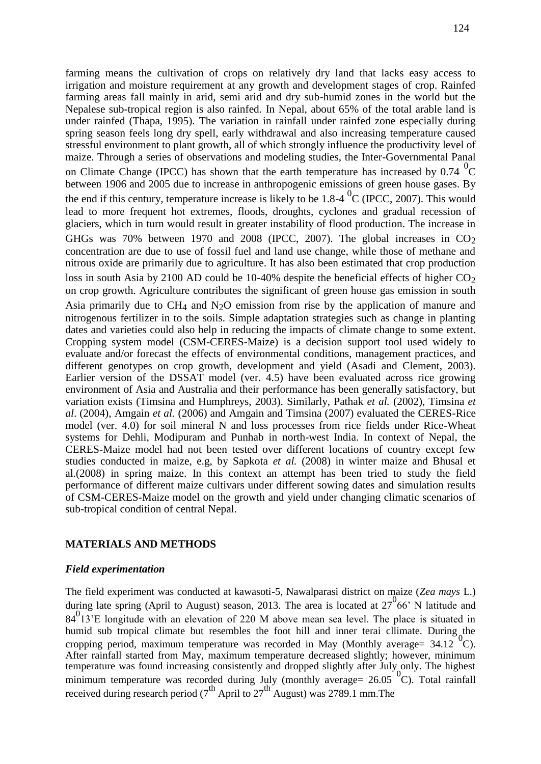farming means the cultivation of crops on relatively dry land that lacks easy access to irrigation and moisture requirement at any growth and development stages of crop. Rainfed farming areas fall mainly in arid, semi arid and dry sub-humid zones in the world but the Nepalese sub-tropical region is also rainfed. In Nepal, about 65% of the total arable land is under rainfed (Thapa, 1995). The variation in rainfall under rainfed zone especially during spring season feels long dry spell, early withdrawal and also increasing temperature caused stressful environment to plant growth, all of which strongly influence the productivity level of maize. Through a series of observations and modeling studies, the Inter-Governmental Panal on Climate Change (IPCC) has shown that the earth temperature has increased by 0.74 $^0$C between 1906 and 2005 due to increase in anthropogenic emissions of green house gases. By the end if this century, temperature increase is likely to be 1.8-4 $^0$C (IPCC, 2007). This would lead to more frequent hot extremes, floods, droughts, cyclones and gradual recession of glaciers, which in turn would result in greater instability of flood production. The increase in GHGs was 70% between 1970 and 2008 (IPCC, 2007). The global increases in $CO_2$ concentration are due to use of fossil fuel and land use change, while those of methane and nitrous oxide are primarily due to agriculture. It has also been estimated that crop production loss in south Asia by 2100 AD could be 10-40% despite the beneficial effects of higher $CO_2$ on crop growth. Agriculture contributes the significant of green house gas emission in south Asia primarily due to $CH_4$ and $N_2O$ emission from rise by the application of manure and nitrogenous fertilizer in to the soils. Simple adaptation strategies such as change in planting dates and varieties could also help in reducing the impacts of climate change to some extent. Cropping system model (CSM-CERES-Maize) is a decision support tool used widely to evaluate and/or forecast the effects of environmental conditions, management practices, and different genotypes on crop growth, development and yield (Asadi and Clement, 2003). Earlier version of the DSSAT model (ver. 4.5) have been evaluated across rice growing environment of Asia and Australia and their performance has been generally satisfactory, but variation exists (Timsina and Humphreys, 2003). Similarly, Pathak *et al.* (2002), Timsina *et al*. (2004), Amgain *et al.* (2006) and Amgain and Timsina (2007) evaluated the CERES-Rice model (ver. 4.0) for soil mineral N and loss processes from rice fields under Rice-Wheat systems for Dehli, Modipuram and Punhab in north-west India. In context of Nepal, the CERES-Maize model had not been tested over different locations of country except few studies conducted in maize, e.g, by Sapkota *et al.* (2008) in winter maize and Bhusal et al.(2008) in spring maize. In this context an attempt has been tried to study the field performance of different maize cultivars under different sowing dates and simulation results of CSM-CERES-Maize model on the growth and yield under changing climatic scenarios of sub-tropical condition of central Nepal.

## MATERIALS AND METHODS

### *Field experimentation*

The field experiment was conducted at kawasoti-5, Nawalparasi district on maize (*Zea mays* L.) during late spring (April to August) season, 2013. The area is located at 27$^0$66' N latitude and 84$^0$13'E longitude with an elevation of 220 M above mean sea level. The place is situated in humid sub tropical climate but resembles the foot hill and inner terai cllimate. During the cropping period, maximum temperature was recorded in May (Monthly average= 34.12 $^0$C). After rainfall started from May, maximum temperature decreased slightly; however, minimum temperature was found increasing consistently and dropped slightly after July only. The highest minimum temperature was recorded during July (monthly average= 26.05 $^0$C). Total rainfall received during research period (7$^{th}$ April to 27$^{th}$ August) was 2789.1 mm.The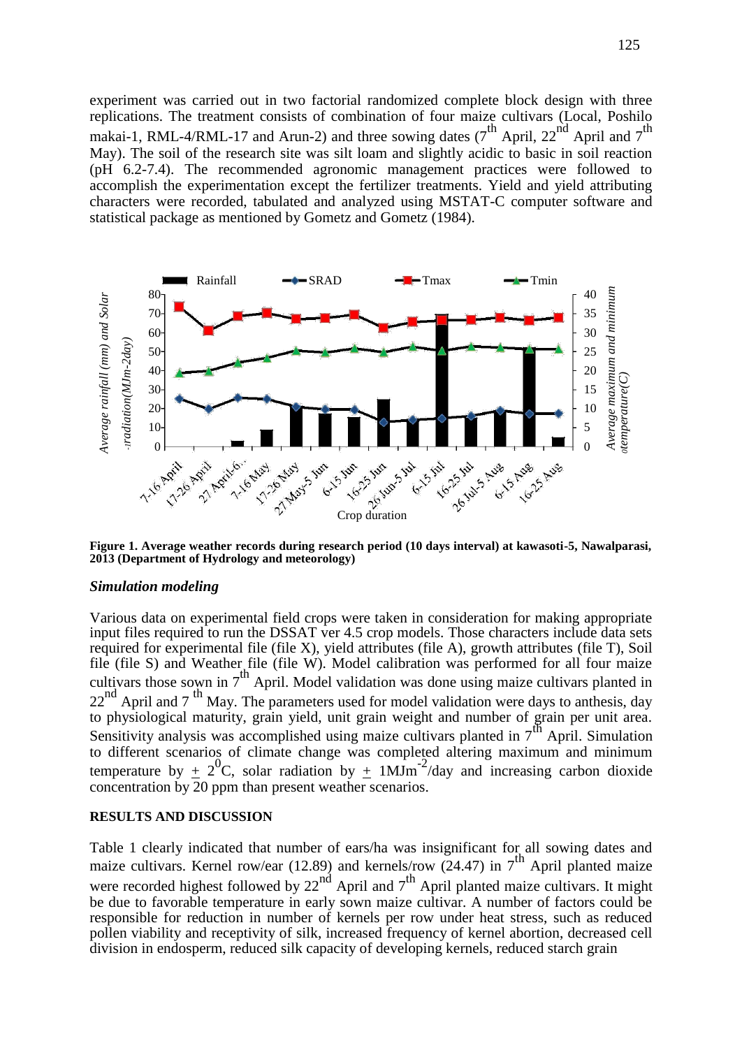experiment was carried out in two factorial randomized complete block design with three replications. The treatment consists of combination of four maize cultivars (Local, Poshilo makai-1, RML-4/RML-17 and Arun-2) and three sowing dates ($7^{th}$ April, $22^{nd}$ April and $7^{th}$ May). The soil of the research site was silt loam and slightly acidic to basic in soil reaction (pH 6.2-7.4). The recommended agronomic management practices were followed to accomplish the experimentation except the fertilizer treatments. Yield and yield attributing characters were recorded, tabulated and analyzed using MSTAT-C computer software and statistical package as mentioned by Gometz and Gometz (1984).

**Figure 1. Average weather records during research period (10 days interval) at kawasoti-5, Nawalparasi, 2013 (Department of Hydrology and meteorology)**

### *Simulation modeling*

Various data on experimental field crops were taken in consideration for making appropriate input files required to run the DSSAT ver 4.5 crop models. Those characters include data sets required for experimental file (file X), yield attributes (file A), growth attributes (file T), Soil file (file S) and Weather file (file W). Model calibration was performed for all four maize cultivars those sown in $7^{th}$ April. Model validation was done using maize cultivars planted in $22^{nd}$ April and 7 $^{th}$ May. The parameters used for model validation were days to anthesis, day to physiological maturity, grain yield, unit grain weight and number of grain per unit area. Sensitivity analysis was accomplished using maize cultivars planted in $7^{th}$ April. Simulation to different scenarios of climate change was completed altering maximum and minimum temperature by $\pm$ $2^{0}$C, solar radiation by $\pm$ 1MJm$^{-2}$/day and increasing carbon dioxide concentration by 20 ppm than present weather scenarios.

## RESULTS AND DISCUSSION

Table 1 clearly indicated that number of ears/ha was insignificant for all sowing dates and maize cultivars. Kernel row/ear (12.89) and kernels/row (24.47) in $7^{th}$ April planted maize were recorded highest followed by $22^{nd}$ April and $7^{th}$ April planted maize cultivars. It might be due to favorable temperature in early sown maize cultivar. A number of factors could be responsible for reduction in number of kernels per row under heat stress, such as reduced pollen viability and receptivity of silk, increased frequency of kernel abortion, decreased cell division in endosperm, reduced silk capacity of developing kernels, reduced starch grain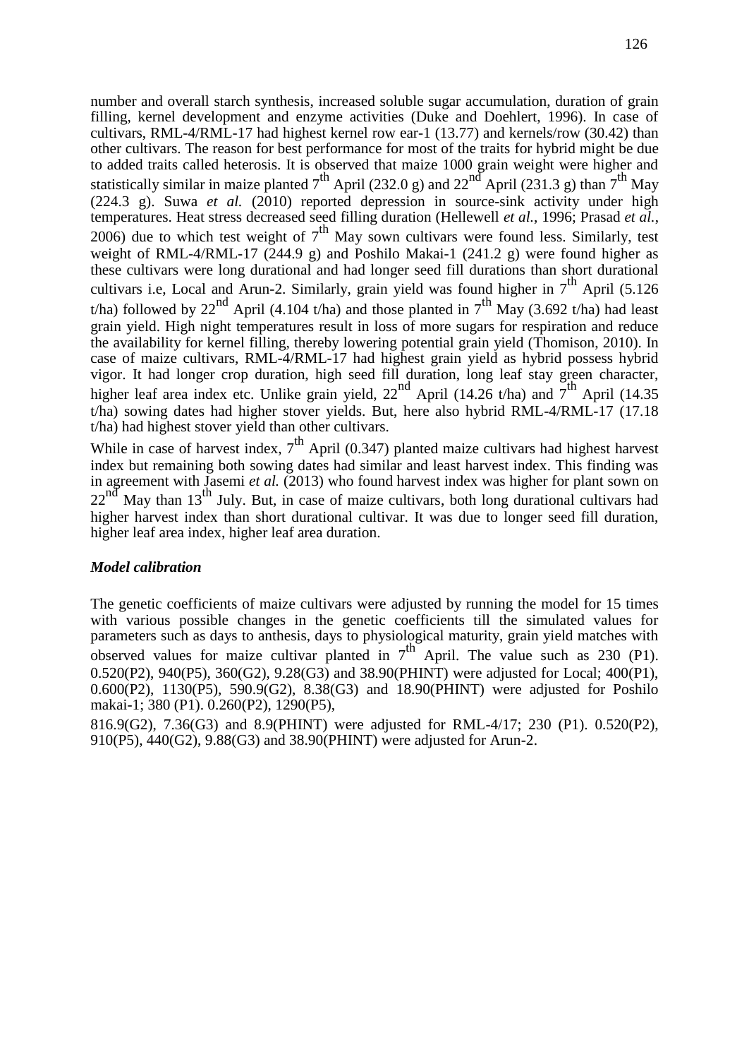number and overall starch synthesis, increased soluble sugar accumulation, duration of grain filling, kernel development and enzyme activities (Duke and Doehlert, 1996). In case of cultivars, RML-4/RML-17 had highest kernel row ear-1 (13.77) and kernels/row (30.42) than other cultivars. The reason for best performance for most of the traits for hybrid might be due to added traits called heterosis. It is observed that maize 1000 grain weight were higher and statistically similar in maize planted 7$^{th}$ April (232.0 g) and 22$^{nd}$ April (231.3 g) than 7$^{th}$ May (224.3 g). Suwa *et al.* (2010) reported depression in source-sink activity under high temperatures. Heat stress decreased seed filling duration (Hellewell *et al.*, 1996; Prasad *et al.*, 2006) due to which test weight of 7$^{th}$ May sown cultivars were found less. Similarly, test weight of RML-4/RML-17 (244.9 g) and Poshilo Makai-1 (241.2 g) were found higher as these cultivars were long durational and had longer seed fill durations than short durational cultivars i.e, Local and Arun-2. Similarly, grain yield was found higher in 7$^{th}$ April (5.126 t/ha) followed by 22$^{nd}$ April (4.104 t/ha) and those planted in 7$^{th}$ May (3.692 t/ha) had least grain yield. High night temperatures result in loss of more sugars for respiration and reduce the availability for kernel filling, thereby lowering potential grain yield (Thomison, 2010). In case of maize cultivars, RML-4/RML-17 had highest grain yield as hybrid possess hybrid vigor. It had longer crop duration, high seed fill duration, long leaf stay green character, higher leaf area index etc. Unlike grain yield, 22$^{nd}$ April (14.26 t/ha) and 7$^{th}$ April (14.35 t/ha) sowing dates had higher stover yields. But, here also hybrid RML-4/RML-17 (17.18 t/ha) had highest stover yield than other cultivars.

While in case of harvest index, 7$^{th}$ April (0.347) planted maize cultivars had highest harvest index but remaining both sowing dates had similar and least harvest index. This finding was in agreement with Jasemi *et al.* (2013) who found harvest index was higher for plant sown on 22$^{nd}$ May than 13$^{th}$ July. But, in case of maize cultivars, both long durational cultivars had higher harvest index than short durational cultivar. It was due to longer seed fill duration, higher leaf area index, higher leaf area duration.

### *Model calibration*

The genetic coefficients of maize cultivars were adjusted by running the model for 15 times with various possible changes in the genetic coefficients till the simulated values for parameters such as days to anthesis, days to physiological maturity, grain yield matches with observed values for maize cultivar planted in 7$^{th}$ April. The value such as 230 (P1). 0.520(P2), 940(P5), 360(G2), 9.28(G3) and 38.90(PHINT) were adjusted for Local; 400(P1), 0.600(P2), 1130(P5), 590.9(G2), 8.38(G3) and 18.90(PHINT) were adjusted for Poshilo makai-1; 380 (P1). 0.260(P2), 1290(P5),

816.9(G2), 7.36(G3) and 8.9(PHINT) were adjusted for RML-4/17; 230 (P1). 0.520(P2), 910(P5), 440(G2), 9.88(G3) and 38.90(PHINT) were adjusted for Arun-2.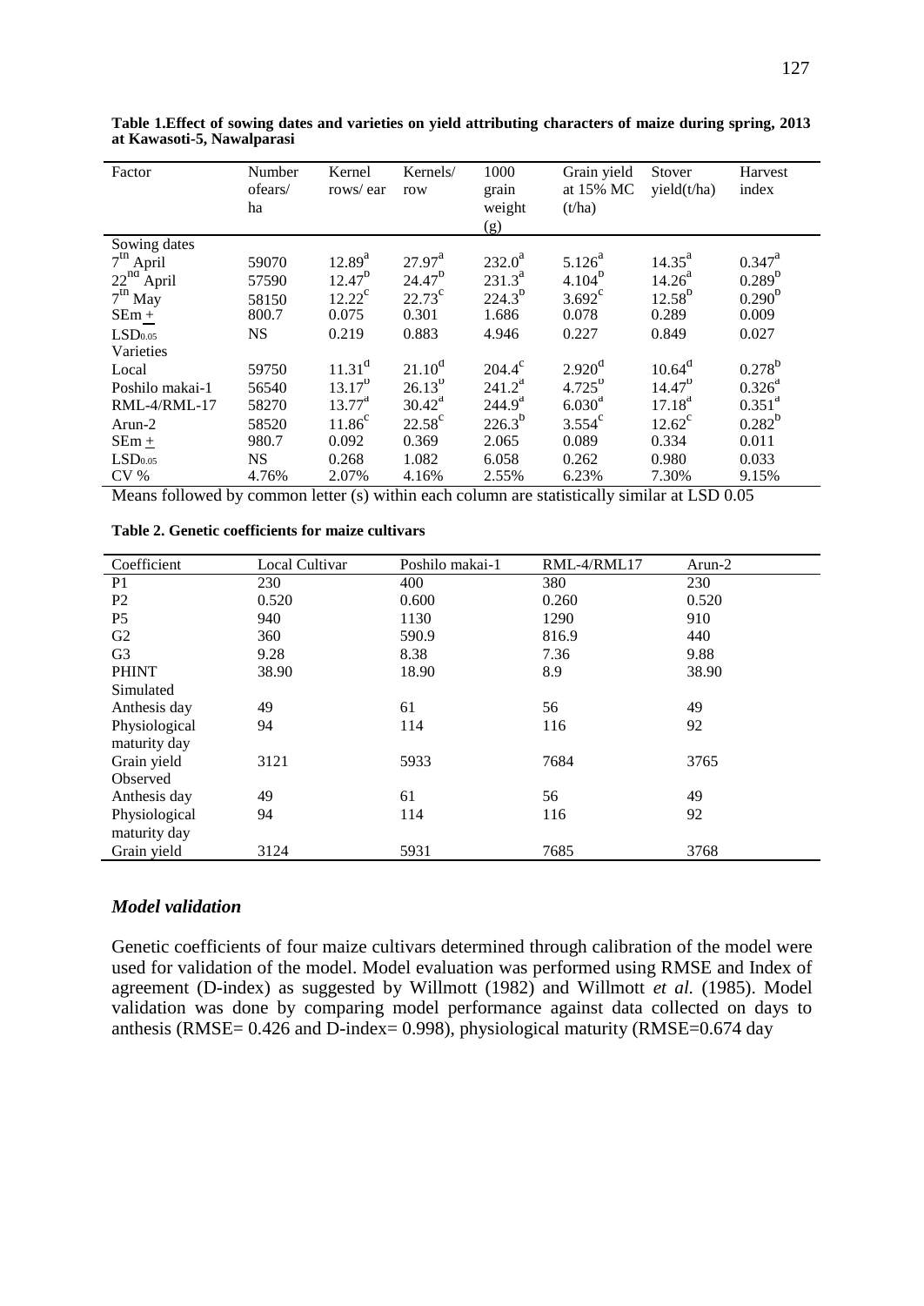**Table 1.Effect of sowing dates and varieties on yield attributing characters of maize during spring, 2013 at Kawasoti-5, Nawalparasi**

| Factor | Number ofears/ ha | Kernel rows/ ear | Kernels/ row | 1000 grain weight (g) | Grain yield at 15% MC (t/ha) | Stover yield(t/ha) | Harvest index |
|---|---|---|---|---|---|---|---|
| Sowing dates | | | | | | | |
| $7^{th}$ April | 59070 | $12.89^{a}$ | $27.97^{a}$ | $232.0^{a}$ | $5.126^{a}$ | $14.35^{a}$ | $0.347^{a}$ |
| $22^{nd}$ April | 57590 | $12.47^{b}$ | $24.47^{b}$ | $231.3^{a}$ | $4.104^{b}$ | $14.26^{a}$ | $0.289^{b}$ |
| $7^{th}$ May | 58150 | $12.22^{c}$ | $22.73^{c}$ | $224.3^{b}$ | $3.692^{c}$ | $12.58^{b}$ | $0.290^{b}$ |
| SEm $\pm$ | 800.7 | 0.075 | 0.301 | 1.686 | 0.078 | 0.289 | 0.009 |
| $LSD_{0.05}$ | NS | 0.219 | 0.883 | 4.946 | 0.227 | 0.849 | 0.027 |
| Varieties | | | | | | | |
| Local | 59750 | $11.31^{d}$ | $21.10^{d}$ | $204.4^{c}$ | $2.920^{d}$ | $10.64^{d}$ | $0.278^{b}$ |
| Poshilo makai-1 | 56540 | $13.17^{b}$ | $26.13^{b}$ | $241.2^{a}$ | $4.725^{b}$ | $14.47^{b}$ | $0.326^{a}$ |
| RML-4/RML-17 | 58270 | $13.77^{a}$ | $30.42^{a}$ | $244.9^{a}$ | $6.030^{a}$ | $17.18^{a}$ | $0.351^{a}$ |
| Arun-2 | 58520 | $11.86^{c}$ | $22.58^{c}$ | $226.3^{b}$ | $3.554^{c}$ | $12.62^{c}$ | $0.282^{b}$ |
| SEm $\pm$ | 980.7 | 0.092 | 0.369 | 2.065 | 0.089 | 0.334 | 0.011 |
| $LSD_{0.05}$ | NS | 0.268 | 1.082 | 6.058 | 0.262 | 0.980 | 0.033 |
| CV % | 4.76% | 2.07% | 4.16% | 2.55% | 6.23% | 7.30% | 9.15% |

Means followed by common letter (s) within each column are statistically similar at LSD 0.05

**Table 2. Genetic coefficients for maize cultivars**

| Coefficient | Local Cultivar | Poshilo makai-1 | RML-4/RML17 | Arun-2 |
|---|---|---|---|---|
| P1 | 230 | 400 | 380 | 230 |
| P2 | 0.520 | 0.600 | 0.260 | 0.520 |
| P5 | 940 | 1130 | 1290 | 910 |
| G2 | 360 | 590.9 | 816.9 | 440 |
| G3 | 9.28 | 8.38 | 7.36 | 9.88 |
| PHINT | 38.90 | 18.90 | 8.9 | 38.90 |
| Simulated | | | | |
| Anthesis day | 49 | 61 | 56 | 49 |
| Physiological maturity day | 94 | 114 | 116 | 92 |
| Grain yield | 3121 | 5933 | 7684 | 3765 |
| Observed | | | | |
| Anthesis day | 49 | 61 | 56 | 49 |
| Physiological maturity day | 94 | 114 | 116 | 92 |
| Grain yield | 3124 | 5931 | 7685 | 3768 |

### *Model validation*

Genetic coefficients of four maize cultivars determined through calibration of the model were used for validation of the model. Model evaluation was performed using RMSE and Index of agreement (D-index) as suggested by Willmott (1982) and Willmott *et al.* (1985). Model validation was done by comparing model performance against data collected on days to anthesis (RMSE= 0.426 and D-index= 0.998), physiological maturity (RMSE=0.674 day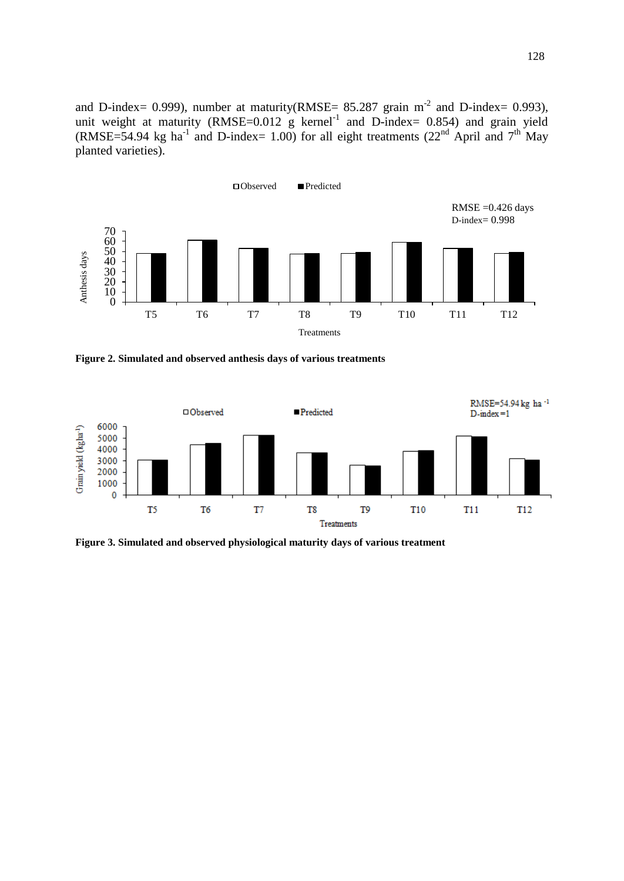and D-index= 0.999), number at maturity(RMSE= 85.287 grain $m^{-2}$ and D-index= 0.993), unit weight at maturity (RMSE=0.012 g $kernel^{-1}$ and D-index= 0.854) and grain yield (RMSE=54.94 kg $ha^{-1}$ and D-index= 1.00) for all eight treatments (22[nd] April and 7[th] May planted varieties).

**Figure 2. Simulated and observed anthesis days of various treatments**

**Figure 3. Simulated and observed physiological maturity days of various treatment**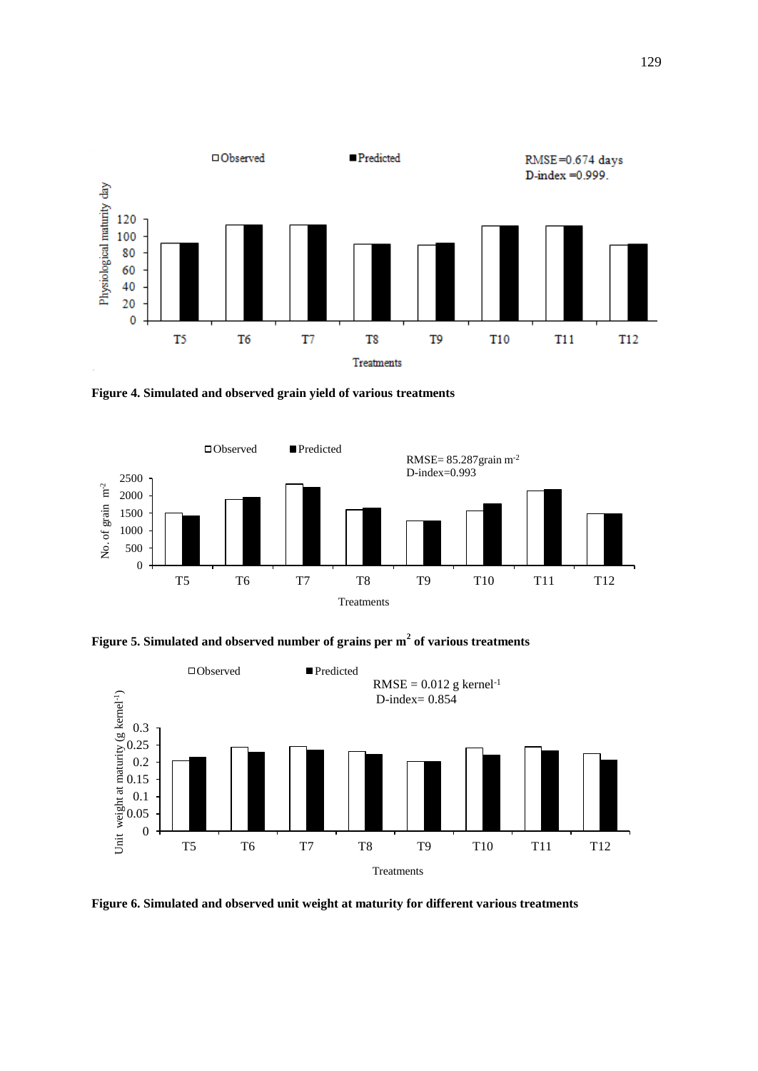Figure 4. Simulated and observed grain yield of various treatments

Figure 5. Simulated and observed number of grains per $m^2$ of various treatments

Figure 6. Simulated and observed unit weight at maturity for different various treatments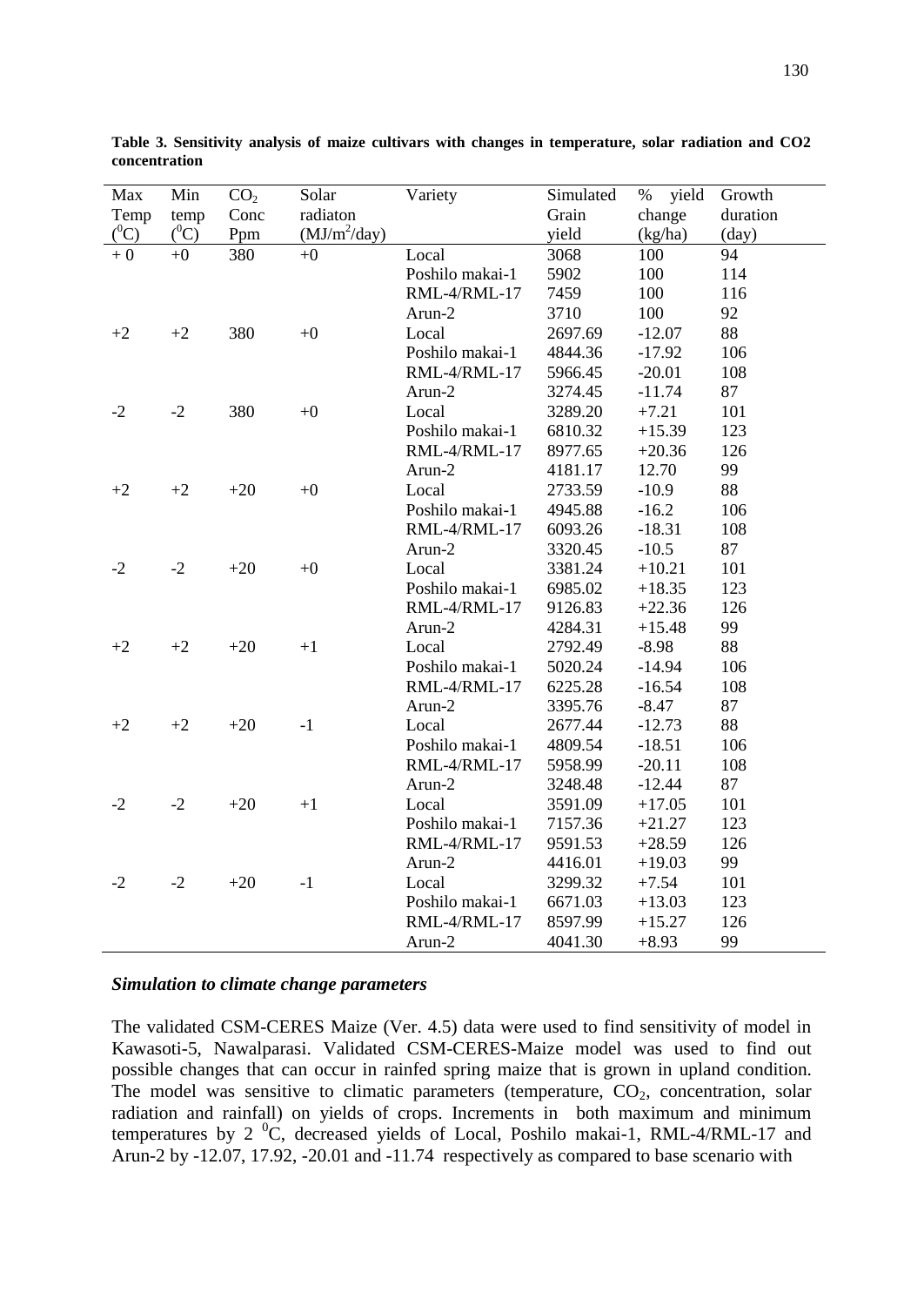**Table 3. Sensitivity analysis of maize cultivars with changes in temperature, solar radiation and CO2 concentration**

| Max Temp ($^0C$) | Min temp ($^0C$) | $CO_2$ Conc Ppm | Solar radiaton ($MJ/m^2/day$) | Variety | Simulated Grain yield | % yield change (kg/ha) | Growth duration (day) |
|---|---|---|---|---|---|---|---|
| + 0 | +0 | 380 | +0 | Local | 3068 | 100 | 94 |
| | | | | Poshilo makai-1 | 5902 | 100 | 114 |
| | | | | RML-4/RML-17 | 7459 | 100 | 116 |
| | | | | Arun-2 | 3710 | 100 | 92 |
| +2 | +2 | 380 | +0 | Local | 2697.69 | -12.07 | 88 |
| | | | | Poshilo makai-1 | 4844.36 | -17.92 | 106 |
| | | | | RML-4/RML-17 | 5966.45 | -20.01 | 108 |
| | | | | Arun-2 | 3274.45 | -11.74 | 87 |
| -2 | -2 | 380 | +0 | Local | 3289.20 | +7.21 | 101 |
| | | | | Poshilo makai-1 | 6810.32 | +15.39 | 123 |
| | | | | RML-4/RML-17 | 8977.65 | +20.36 | 126 |
| | | | | Arun-2 | 4181.17 | 12.70 | 99 |
| +2 | +2 | +20 | +0 | Local | 2733.59 | -10.9 | 88 |
| | | | | Poshilo makai-1 | 4945.88 | -16.2 | 106 |
| | | | | RML-4/RML-17 | 6093.26 | -18.31 | 108 |
| | | | | Arun-2 | 3320.45 | -10.5 | 87 |
| -2 | -2 | +20 | +0 | Local | 3381.24 | +10.21 | 101 |
| | | | | Poshilo makai-1 | 6985.02 | +18.35 | 123 |
| | | | | RML-4/RML-17 | 9126.83 | +22.36 | 126 |
| | | | | Arun-2 | 4284.31 | +15.48 | 99 |
| +2 | +2 | +20 | +1 | Local | 2792.49 | -8.98 | 88 |
| | | | | Poshilo makai-1 | 5020.24 | -14.94 | 106 |
| | | | | RML-4/RML-17 | 6225.28 | -16.54 | 108 |
| | | | | Arun-2 | 3395.76 | -8.47 | 87 |
| +2 | +2 | +20 | -1 | Local | 2677.44 | -12.73 | 88 |
| | | | | Poshilo makai-1 | 4809.54 | -18.51 | 106 |
| | | | | RML-4/RML-17 | 5958.99 | -20.11 | 108 |
| | | | | Arun-2 | 3248.48 | -12.44 | 87 |
| -2 | -2 | +20 | +1 | Local | 3591.09 | +17.05 | 101 |
| | | | | Poshilo makai-1 | 7157.36 | +21.27 | 123 |
| | | | | RML-4/RML-17 | 9591.53 | +28.59 | 126 |
| | | | | Arun-2 | 4416.01 | +19.03 | 99 |
| -2 | -2 | +20 | -1 | Local | 3299.32 | +7.54 | 101 |
| | | | | Poshilo makai-1 | 6671.03 | +13.03 | 123 |
| | | | | RML-4/RML-17 | 8597.99 | +15.27 | 126 |
| | | | | Arun-2 | 4041.30 | +8.93 | 99 |

### *Simulation to climate change parameters*

The validated CSM-CERES Maize (Ver. 4.5) data were used to find sensitivity of model in Kawasoti-5, Nawalparasi. Validated CSM-CERES-Maize model was used to find out possible changes that can occur in rainfed spring maize that is grown in upland condition. The model was sensitive to climatic parameters (temperature, $CO_2$, concentration, solar radiation and rainfall) on yields of crops. Increments in both maximum and minimum temperatures by 2 $^0C$, decreased yields of Local, Poshilo makai-1, RML-4/RML-17 and Arun-2 by -12.07, 17.92, -20.01 and -11.74 respectively as compared to base scenario with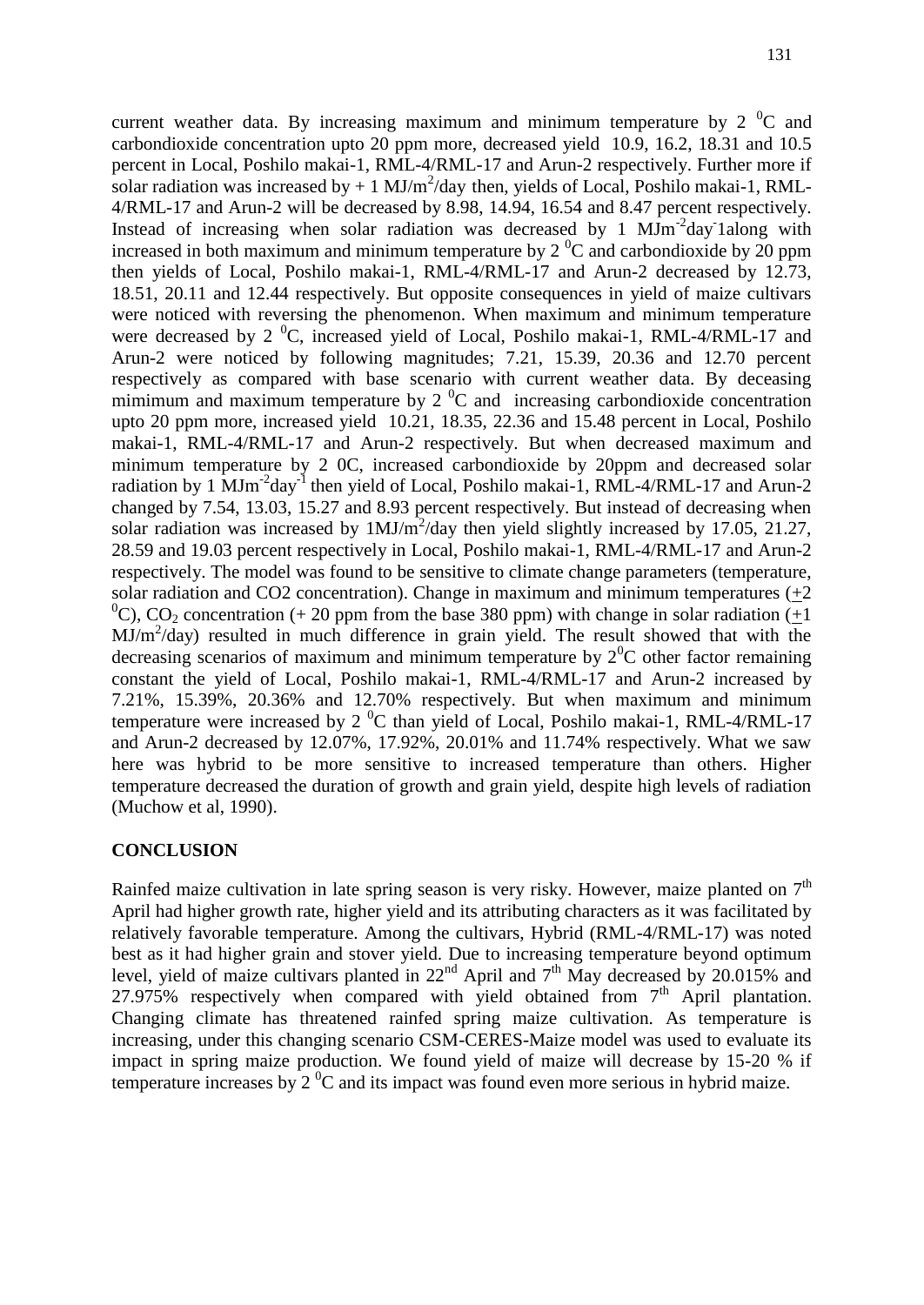current weather data. By increasing maximum and minimum temperature by 2 $^0$C and carbondioxide concentration upto 20 ppm more, decreased yield 10.9, 16.2, 18.31 and 10.5 percent in Local, Poshilo makai-1, RML-4/RML-17 and Arun-2 respectively. Further more if solar radiation was increased by + 1 MJ/m$^2$/day then, yields of Local, Poshilo makai-1, RML-4/RML-17 and Arun-2 will be decreased by 8.98, 14.94, 16.54 and 8.47 percent respectively. Instead of increasing when solar radiation was decreased by 1 MJm$^{-2}$day$^{-}$1along with increased in both maximum and minimum temperature by 2 $^0$C and carbondioxide by 20 ppm then yields of Local, Poshilo makai-1, RML-4/RML-17 and Arun-2 decreased by 12.73, 18.51, 20.11 and 12.44 respectively. But opposite consequences in yield of maize cultivars were noticed with reversing the phenomenon. When maximum and minimum temperature were decreased by 2 $^0$C, increased yield of Local, Poshilo makai-1, RML-4/RML-17 and Arun-2 were noticed by following magnitudes; 7.21, 15.39, 20.36 and 12.70 percent respectively as compared with base scenario with current weather data. By deceasing mimimum and maximum temperature by 2 $^0$C and increasing carbondioxide concentration upto 20 ppm more, increased yield 10.21, 18.35, 22.36 and 15.48 percent in Local, Poshilo makai-1, RML-4/RML-17 and Arun-2 respectively. But when decreased maximum and minimum temperature by 2 0C, increased carbondioxide by 20ppm and decreased solar radiation by 1 MJm$^{-2}$day$^{-1}$ then yield of Local, Poshilo makai-1, RML-4/RML-17 and Arun-2 changed by 7.54, 13.03, 15.27 and 8.93 percent respectively. But instead of decreasing when solar radiation was increased by 1MJ/m$^2$/day then yield slightly increased by 17.05, 21.27, 28.59 and 19.03 percent respectively in Local, Poshilo makai-1, RML-4/RML-17 and Arun-2 respectively. The model was found to be sensitive to climate change parameters (temperature, solar radiation and CO2 concentration). Change in maximum and minimum temperatures ($\pm$2 $^0$C), $CO_2$ concentration (+ 20 ppm from the base 380 ppm) with change in solar radiation ($\pm$1 MJ/m$^2$/day) resulted in much difference in grain yield. The result showed that with the decreasing scenarios of maximum and minimum temperature by 2$^0$C other factor remaining constant the yield of Local, Poshilo makai-1, RML-4/RML-17 and Arun-2 increased by 7.21%, 15.39%, 20.36% and 12.70% respectively. But when maximum and minimum temperature were increased by 2 $^0$C than yield of Local, Poshilo makai-1, RML-4/RML-17 and Arun-2 decreased by 12.07%, 17.92%, 20.01% and 11.74% respectively. What we saw here was hybrid to be more sensitive to increased temperature than others. Higher temperature decreased the duration of growth and grain yield, despite high levels of radiation (Muchow et al, 1990).

## CONCLUSION

Rainfed maize cultivation in late spring season is very risky. However, maize planted on 7$^{th}$ April had higher growth rate, higher yield and its attributing characters as it was facilitated by relatively favorable temperature. Among the cultivars, Hybrid (RML-4/RML-17) was noted best as it had higher grain and stover yield. Due to increasing temperature beyond optimum level, yield of maize cultivars planted in 22$^{nd}$ April and 7$^{th}$ May decreased by 20.015% and 27.975% respectively when compared with yield obtained from 7$^{th}$ April plantation. Changing climate has threatened rainfed spring maize cultivation. As temperature is increasing, under this changing scenario CSM-CERES-Maize model was used to evaluate its impact in spring maize production. We found yield of maize will decrease by 15-20 % if temperature increases by 2 $^0$C and its impact was found even more serious in hybrid maize.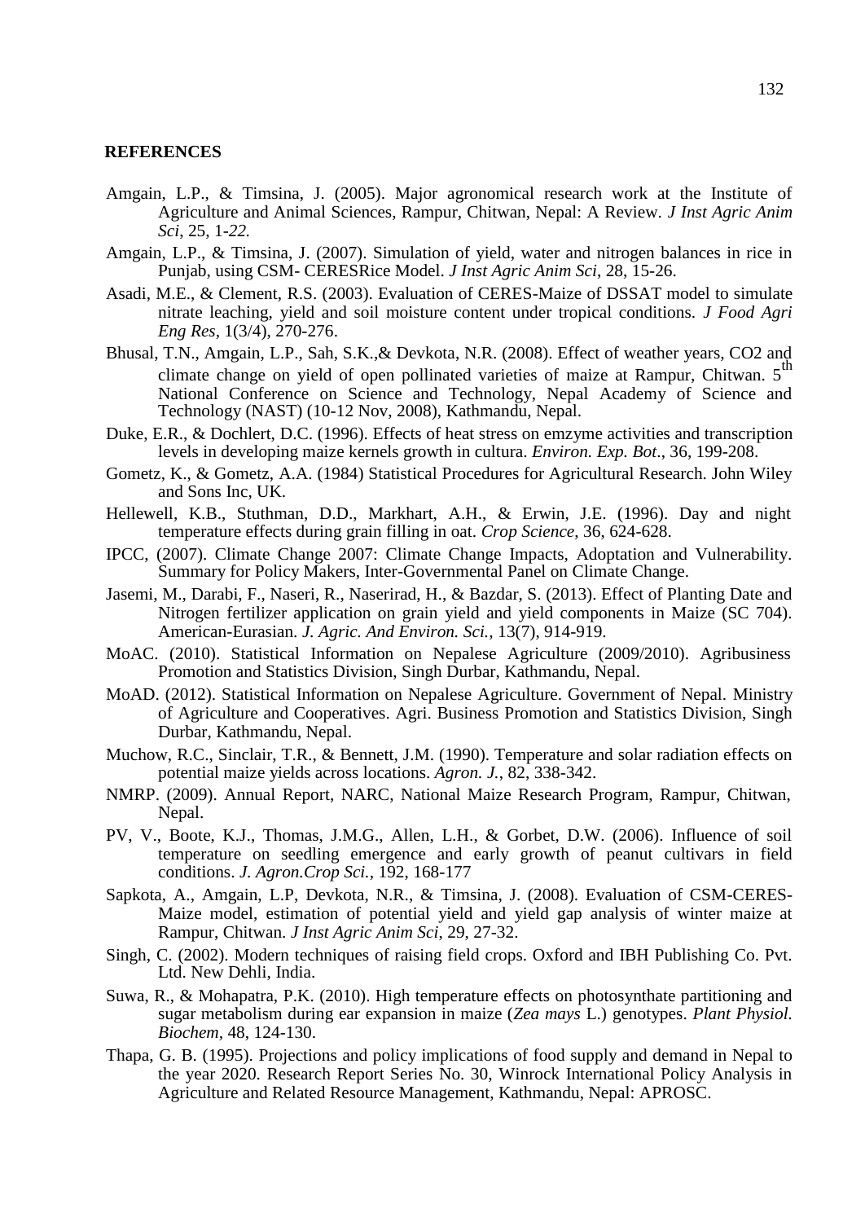## REFERENCES

Amgain, L.P., & Timsina, J. (2005). Major agronomical research work at the Institute of Agriculture and Animal Sciences, Rampur, Chitwan, Nepal: A Review. *J Inst Agric Anim Sci*, 25, 1-*22.*

Amgain, L.P., & Timsina, J. (2007). Simulation of yield, water and nitrogen balances in rice in Punjab, using CSM- CERESRice Model. *J Inst Agric Anim Sci*, 28, 15-26.

Asadi, M.E., & Clement, R.S. (2003). Evaluation of CERES-Maize of DSSAT model to simulate nitrate leaching, yield and soil moisture content under tropical conditions. *J Food Agri Eng Res*, 1(3/4), 270-276.

Bhusal, T.N., Amgain, L.P., Sah, S.K.,& Devkota, N.R. (2008). Effect of weather years, CO2 and climate change on yield of open pollinated varieties of maize at Rampur, Chitwan. 5th National Conference on Science and Technology, Nepal Academy of Science and Technology (NAST) (10-12 Nov, 2008), Kathmandu, Nepal.

Duke, E.R., & Dochlert, D.C. (1996). Effects of heat stress on emzyme activities and transcription levels in developing maize kernels growth in cultura. *Environ. Exp. Bot*., 36, 199-208.

Gometz, K., & Gometz, A.A. (1984) Statistical Procedures for Agricultural Research. John Wiley and Sons Inc, UK.

Hellewell, K.B., Stuthman, D.D., Markhart, A.H., & Erwin, J.E. (1996). Day and night temperature effects during grain filling in oat. *Crop Science*, 36, 624-628.

IPCC, (2007). Climate Change 2007: Climate Change Impacts, Adoptation and Vulnerability. Summary for Policy Makers, Inter-Governmental Panel on Climate Change.

Jasemi, M., Darabi, F., Naseri, R., Naserirad, H., & Bazdar, S. (2013). Effect of Planting Date and Nitrogen fertilizer application on grain yield and yield components in Maize (SC 704). American-Eurasian. *J. Agric. And Environ. Sci.*, 13(7), 914-919.

MoAC. (2010). Statistical Information on Nepalese Agriculture (2009/2010). Agribusiness Promotion and Statistics Division, Singh Durbar, Kathmandu, Nepal.

MoAD. (2012). Statistical Information on Nepalese Agriculture. Government of Nepal. Ministry of Agriculture and Cooperatives. Agri. Business Promotion and Statistics Division, Singh Durbar, Kathmandu, Nepal.

Muchow, R.C., Sinclair, T.R., & Bennett, J.M. (1990). Temperature and solar radiation effects on potential maize yields across locations. *Agron. J.*, 82, 338-342.

NMRP. (2009). Annual Report, NARC, National Maize Research Program, Rampur, Chitwan, Nepal.

PV, V., Boote, K.J., Thomas, J.M.G., Allen, L.H., & Gorbet, D.W. (2006). Influence of soil temperature on seedling emergence and early growth of peanut cultivars in field conditions. *J. Agron.Crop Sci.*, 192, 168-177

Sapkota, A., Amgain, L.P, Devkota, N.R., & Timsina, J. (2008). Evaluation of CSM-CERES-Maize model, estimation of potential yield and yield gap analysis of winter maize at Rampur, Chitwan. *J Inst Agric Anim Sci*, 29, 27-32.

Singh, C. (2002). Modern techniques of raising field crops. Oxford and IBH Publishing Co. Pvt. Ltd. New Dehli, India.

Suwa, R., & Mohapatra, P.K. (2010). High temperature effects on photosynthate partitioning and sugar metabolism during ear expansion in maize (*Zea mays* L.) genotypes. *Plant Physiol. Biochem*, 48, 124-130.

Thapa, G. B. (1995). Projections and policy implications of food supply and demand in Nepal to the year 2020. Research Report Series No. 30, Winrock International Policy Analysis in Agriculture and Related Resource Management, Kathmandu, Nepal: APROSC.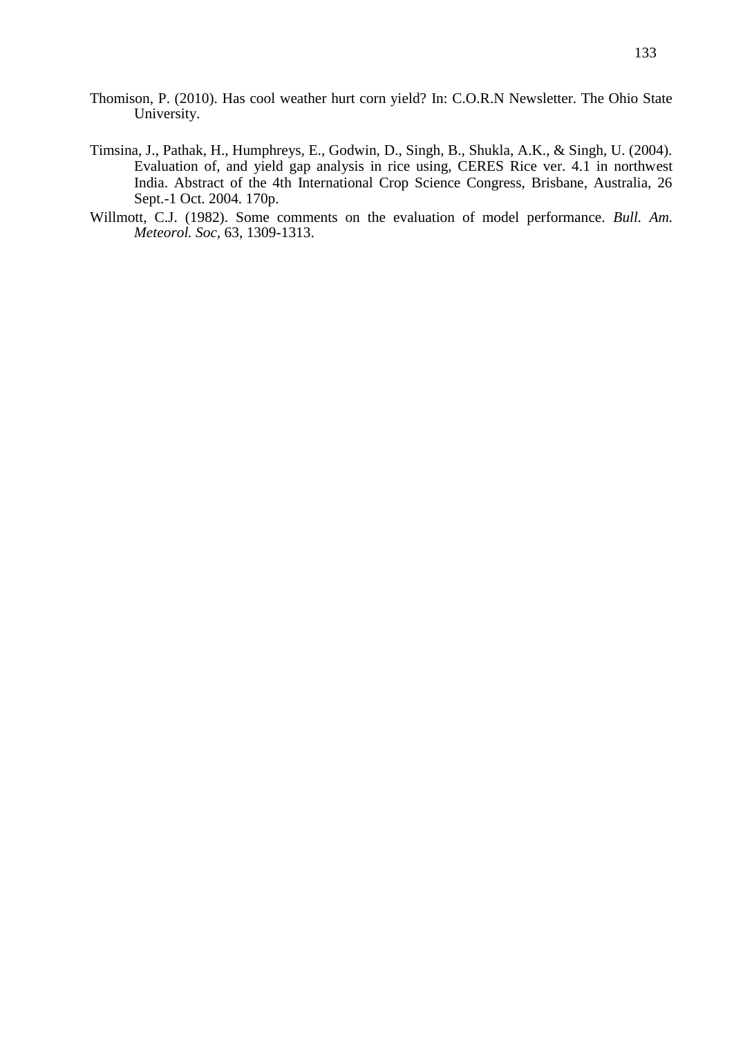Thomison, P. (2010). Has cool weather hurt corn yield? In: C.O.R.N Newsletter. The Ohio State University.

Timsina, J., Pathak, H., Humphreys, E., Godwin, D., Singh, B., Shukla, A.K., & Singh, U. (2004). Evaluation of, and yield gap analysis in rice using, CERES Rice ver. 4.1 in northwest India. Abstract of the 4th International Crop Science Congress, Brisbane, Australia, 26 Sept.-1 Oct. 2004. 170p.

Willmott, C.J. (1982). Some comments on the evaluation of model performance. *Bull. Am. Meteorol. Soc*, 63, 1309-1313.